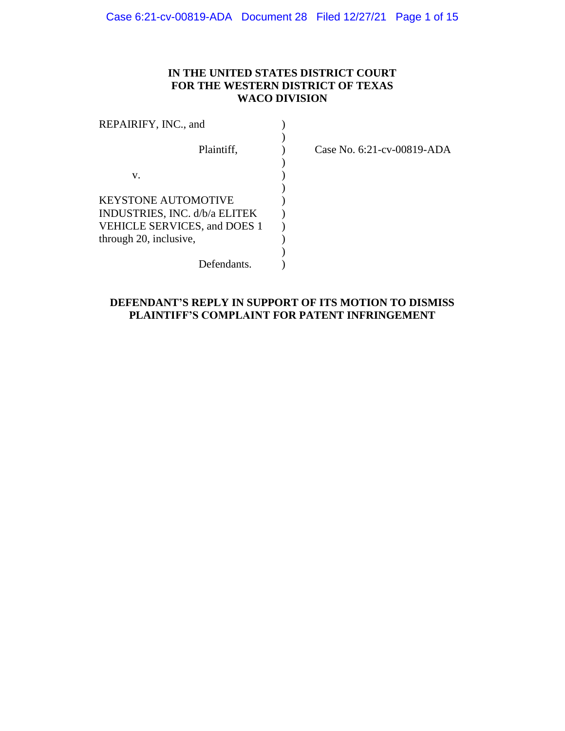**IN THE UNITED STATES DISTRICT COURT**
**FOR THE WESTERN DISTRICT OF TEXAS**
**WACO DIVISION**

| | | |
|---|---|---|
| REPAIRIFY, INC., and | ) | |
| | ) | |
| Plaintiff, | ) | Case No. 6:21-cv-00819-ADA |
| | ) | |
| v. | ) | |
| | ) | |
| KEYSTONE AUTOMOTIVE INDUSTRIES, INC. d/b/a ELITEK VEHICLE SERVICES, and DOES 1 through 20, inclusive, | ) | |
| | ) | |
| Defendants. | ) | |

**DEFENDANT'S REPLY IN SUPPORT OF ITS MOTION TO DISMISS PLAINTIFF'S COMPLAINT FOR PATENT INFRINGEMENT**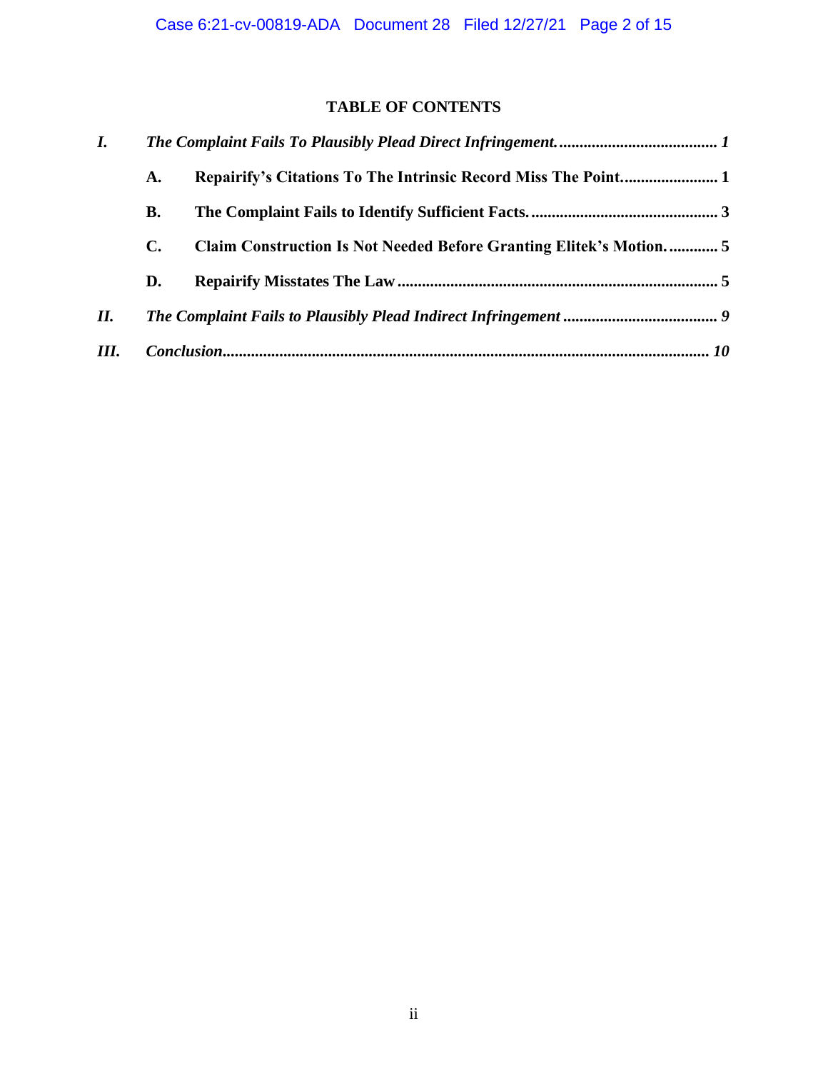## TABLE OF CONTENTS

*I.* *The Complaint Fails To Plausibly Plead Direct Infringement.* ....................................... *1*

- **A.** **Repairify's Citations To The Intrinsic Record Miss The Point.** ....................... **1**
- **B.** **The Complaint Fails to Identify Sufficient Facts.** ............................................. **3**
- **C.** **Claim Construction Is Not Needed Before Granting Elitek's Motion.** ............ **5**
- **D.** **Repairify Misstates The Law** .............................................................................. **5**

*II.* *The Complaint Fails to Plausibly Plead Indirect Infringement* ...................................... *9*

*III.* *Conclusion* ...................................................................................................................... *10*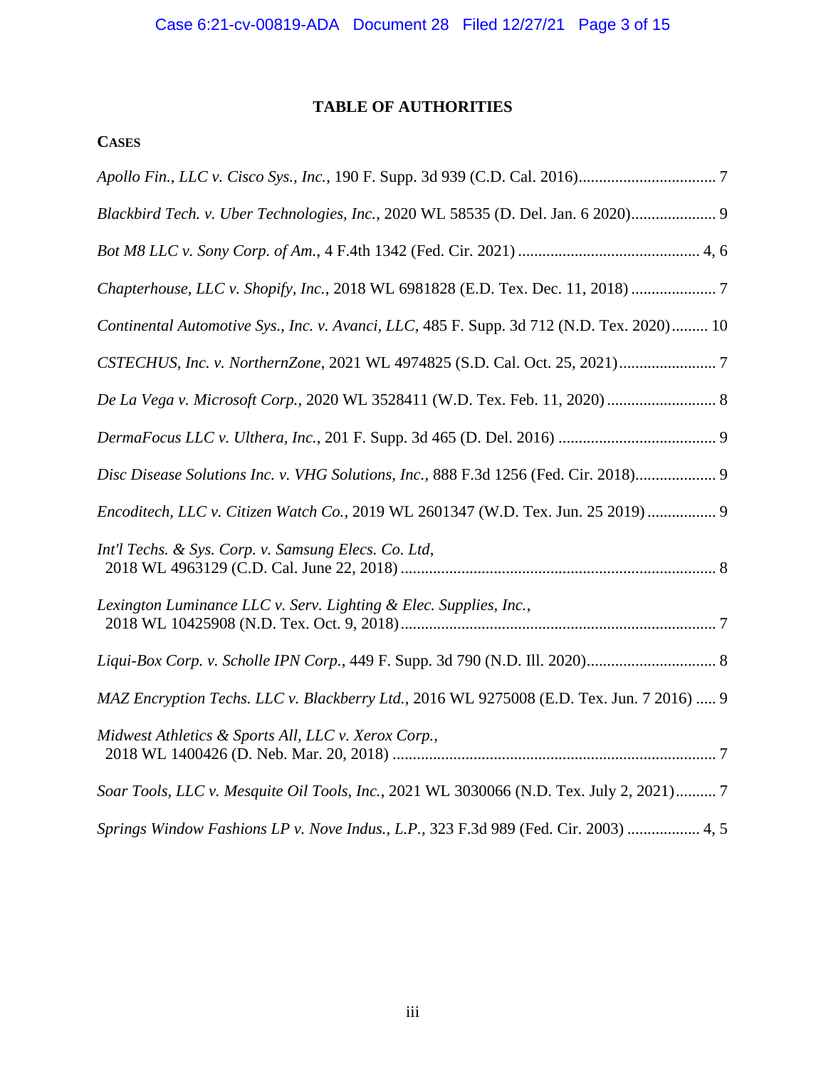# TABLE OF AUTHORITIES

## CASES

*Apollo Fin., LLC v. Cisco Sys., Inc.*, 190 F. Supp. 3d 939 (C.D. Cal. 2016) .................................. 7

*Blackbird Tech. v. Uber Technologies, Inc.*, 2020 WL 58535 (D. Del. Jan. 6 2020) ..................... 9

*Bot M8 LLC v. Sony Corp. of Am.*, 4 F.4th 1342 (Fed. Cir. 2021) ............................................ 4, 6

*Chapterhouse, LLC v. Shopify, Inc.*, 2018 WL 6981828 (E.D. Tex. Dec. 11, 2018) ..................... 7

*Continental Automotive Sys., Inc. v. Avanci, LLC*, 485 F. Supp. 3d 712 (N.D. Tex. 2020) ......... 10

*CSTECHUS, Inc. v. NorthernZone*, 2021 WL 4974825 (S.D. Cal. Oct. 25, 2021) ........................ 7

*De La Vega v. Microsoft Corp.*, 2020 WL 3528411 (W.D. Tex. Feb. 11, 2020) ........................... 8

*DermaFocus LLC v. Ulthera, Inc.*, 201 F. Supp. 3d 465 (D. Del. 2016) ....................................... 9

*Disc Disease Solutions Inc. v. VHG Solutions, Inc.*, 888 F.3d 1256 (Fed. Cir. 2018) .................... 9

*Encoditech, LLC v. Citizen Watch Co.*, 2019 WL 2601347 (W.D. Tex. Jun. 25 2019) ................. 9

*Int'l Techs. & Sys. Corp. v. Samsung Elecs. Co. Ltd*, 2018 WL 4963129 (C.D. Cal. June 22, 2018) .............................................................................. 8

*Lexington Luminance LLC v. Serv. Lighting & Elec. Supplies, Inc.*, 2018 WL 10425908 (N.D. Tex. Oct. 9, 2018) .............................................................................. 7

*Liqui-Box Corp. v. Scholle IPN Corp.*, 449 F. Supp. 3d 790 (N.D. Ill. 2020) ................................ 8

*MAZ Encryption Techs. LLC v. Blackberry Ltd.*, 2016 WL 9275008 (E.D. Tex. Jun. 7 2016) ..... 9

*Midwest Athletics & Sports All, LLC v. Xerox Corp.*, 2018 WL 1400426 (D. Neb. Mar. 20, 2018) ................................................................................ 7

*Soar Tools, LLC v. Mesquite Oil Tools, Inc.*, 2021 WL 3030066 (N.D. Tex. July 2, 2021) .......... 7

*Springs Window Fashions LP v. Nove Indus., L.P.*, 323 F.3d 989 (Fed. Cir. 2003) .................. 4, 5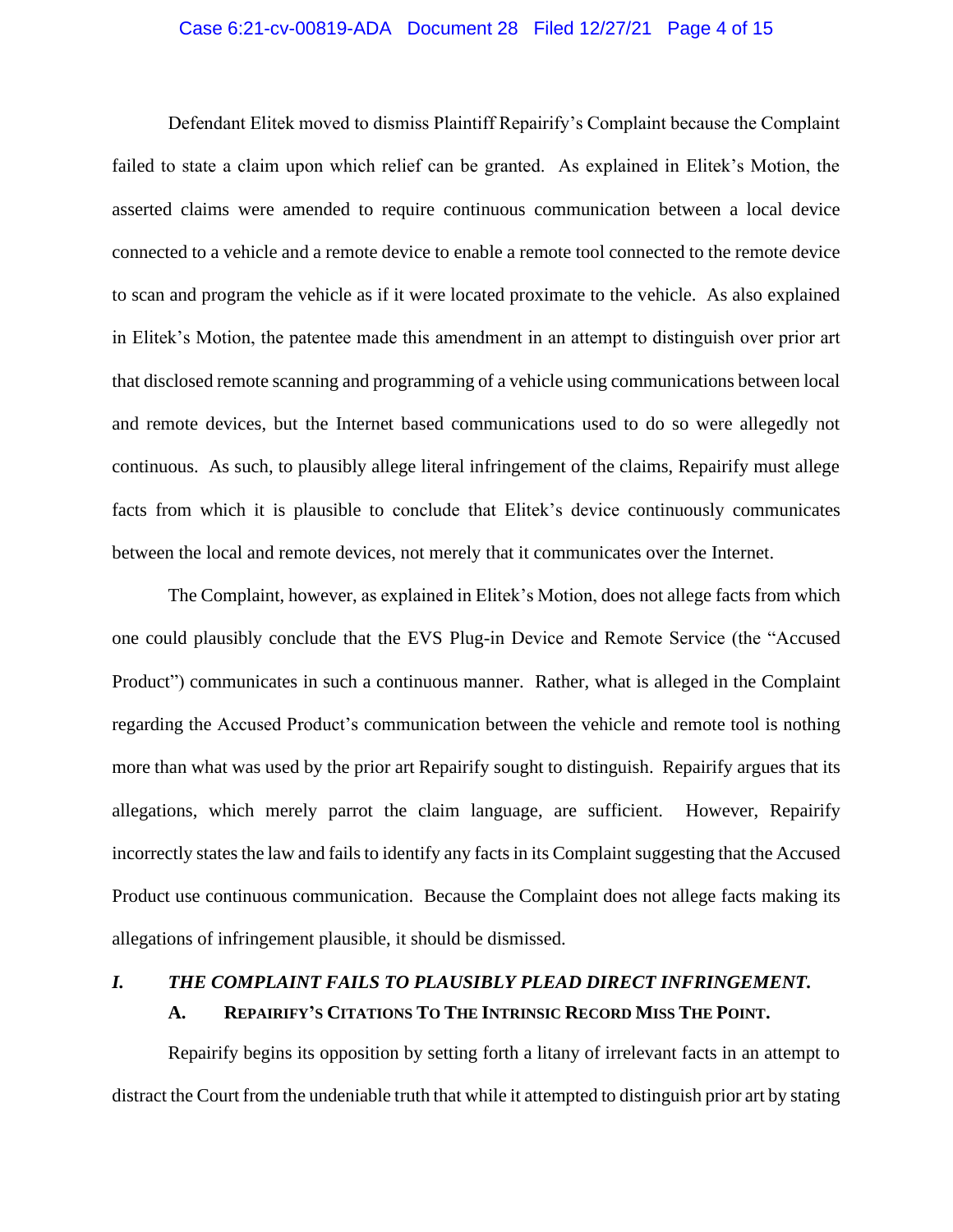Defendant Elitek moved to dismiss Plaintiff Repairify's Complaint because the Complaint failed to state a claim upon which relief can be granted. As explained in Elitek's Motion, the asserted claims were amended to require continuous communication between a local device connected to a vehicle and a remote device to enable a remote tool connected to the remote device to scan and program the vehicle as if it were located proximate to the vehicle. As also explained in Elitek's Motion, the patentee made this amendment in an attempt to distinguish over prior art that disclosed remote scanning and programming of a vehicle using communications between local and remote devices, but the Internet based communications used to do so were allegedly not continuous. As such, to plausibly allege literal infringement of the claims, Repairify must allege facts from which it is plausible to conclude that Elitek's device continuously communicates between the local and remote devices, not merely that it communicates over the Internet.

The Complaint, however, as explained in Elitek's Motion, does not allege facts from which one could plausibly conclude that the EVS Plug-in Device and Remote Service (the "Accused Product") communicates in such a continuous manner. Rather, what is alleged in the Complaint regarding the Accused Product's communication between the vehicle and remote tool is nothing more than what was used by the prior art Repairify sought to distinguish. Repairify argues that its allegations, which merely parrot the claim language, are sufficient. However, Repairify incorrectly states the law and fails to identify any facts in its Complaint suggesting that the Accused Product use continuous communication. Because the Complaint does not allege facts making its allegations of infringement plausible, it should be dismissed.

## *I. THE COMPLAINT FAILS TO PLAUSIBLY PLEAD DIRECT INFRINGEMENT.*

### A. REPAIRIFY'S CITATIONS TO THE INTRINSIC RECORD MISS THE POINT.

Repairify begins its opposition by setting forth a litany of irrelevant facts in an attempt to distract the Court from the undeniable truth that while it attempted to distinguish prior art by stating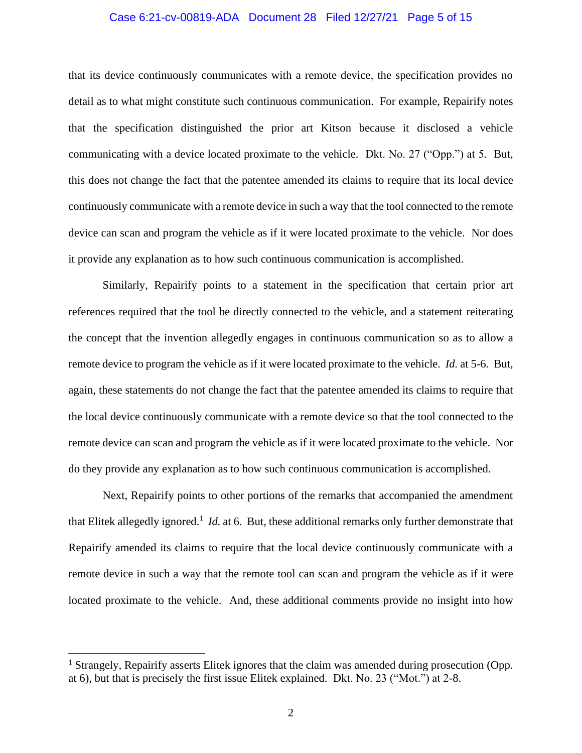that its device continuously communicates with a remote device, the specification provides no detail as to what might constitute such continuous communication. For example, Repairify notes that the specification distinguished the prior art Kitson because it disclosed a vehicle communicating with a device located proximate to the vehicle. Dkt. No. 27 ("Opp.") at 5. But, this does not change the fact that the patentee amended its claims to require that its local device continuously communicate with a remote device in such a way that the tool connected to the remote device can scan and program the vehicle as if it were located proximate to the vehicle. Nor does it provide any explanation as to how such continuous communication is accomplished.

Similarly, Repairify points to a statement in the specification that certain prior art references required that the tool be directly connected to the vehicle, and a statement reiterating the concept that the invention allegedly engages in continuous communication so as to allow a remote device to program the vehicle as if it were located proximate to the vehicle. *Id.* at 5-6. But, again, these statements do not change the fact that the patentee amended its claims to require that the local device continuously communicate with a remote device so that the tool connected to the remote device can scan and program the vehicle as if it were located proximate to the vehicle. Nor do they provide any explanation as to how such continuous communication is accomplished.

Next, Repairify points to other portions of the remarks that accompanied the amendment that Elitek allegedly ignored.[1] *Id.* at 6. But, these additional remarks only further demonstrate that Repairify amended its claims to require that the local device continuously communicate with a remote device in such a way that the remote tool can scan and program the vehicle as if it were located proximate to the vehicle. And, these additional comments provide no insight into how

[1] Strangely, Repairify asserts Elitek ignores that the claim was amended during prosecution (Opp. at 6), but that is precisely the first issue Elitek explained. Dkt. No. 23 ("Mot.") at 2-8.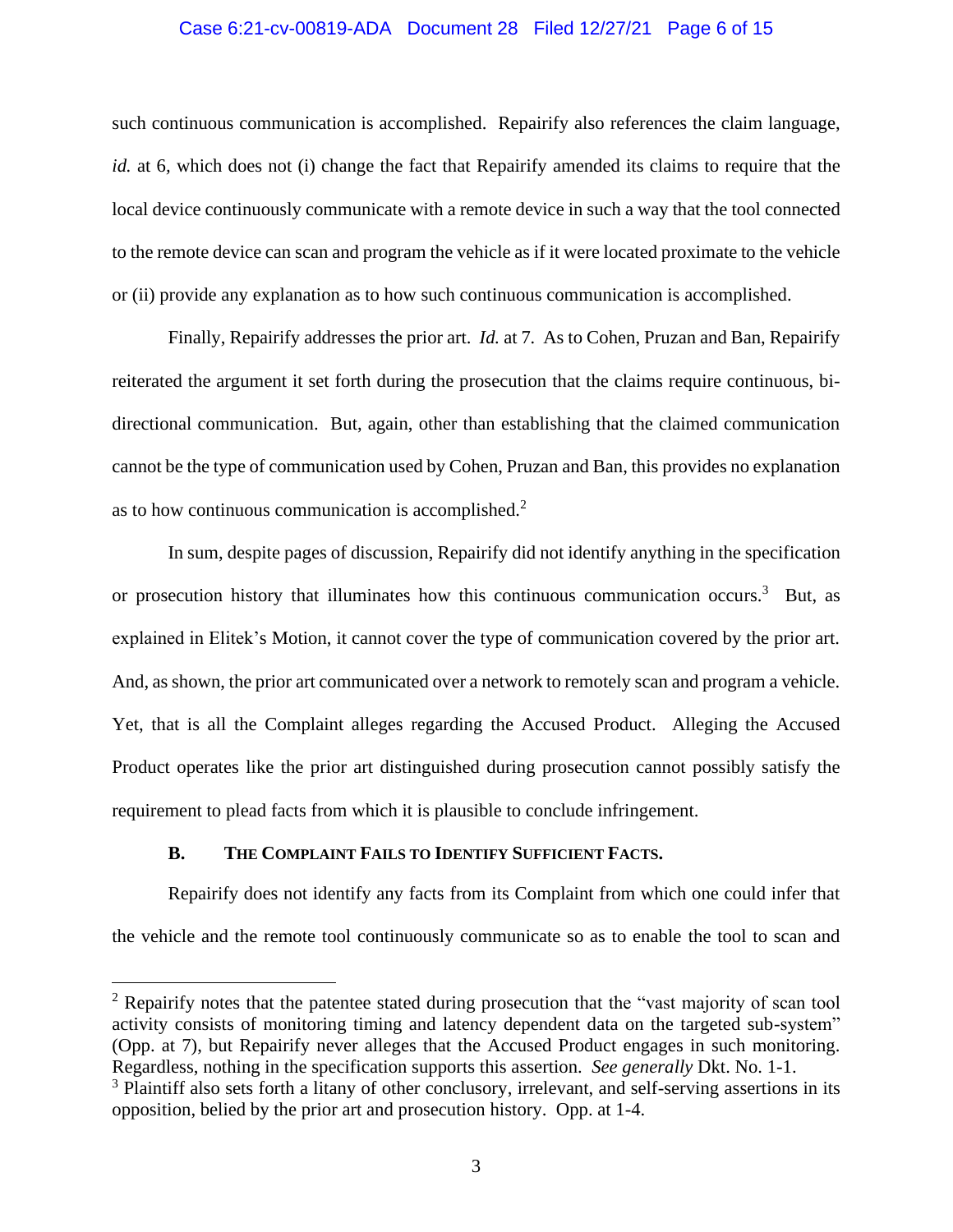such continuous communication is accomplished. Repairify also references the claim language, *id.* at 6, which does not (i) change the fact that Repairify amended its claims to require that the local device continuously communicate with a remote device in such a way that the tool connected to the remote device can scan and program the vehicle as if it were located proximate to the vehicle or (ii) provide any explanation as to how such continuous communication is accomplished.

Finally, Repairify addresses the prior art. *Id.* at 7. As to Cohen, Pruzan and Ban, Repairify reiterated the argument it set forth during the prosecution that the claims require continuous, bi-directional communication. But, again, other than establishing that the claimed communication cannot be the type of communication used by Cohen, Pruzan and Ban, this provides no explanation as to how continuous communication is accomplished.[2]

In sum, despite pages of discussion, Repairify did not identify anything in the specification or prosecution history that illuminates how this continuous communication occurs.[3] But, as explained in Elitek's Motion, it cannot cover the type of communication covered by the prior art. And, as shown, the prior art communicated over a network to remotely scan and program a vehicle. Yet, that is all the Complaint alleges regarding the Accused Product. Alleging the Accused Product operates like the prior art distinguished during prosecution cannot possibly satisfy the requirement to plead facts from which it is plausible to conclude infringement.

### B. THE COMPLAINT FAILS TO IDENTIFY SUFFICIENT FACTS.

Repairify does not identify any facts from its Complaint from which one could infer that the vehicle and the remote tool continuously communicate so as to enable the tool to scan and

---

[2] Repairify notes that the patentee stated during prosecution that the "vast majority of scan tool activity consists of monitoring timing and latency dependent data on the targeted sub-system" (Opp. at 7), but Repairify never alleges that the Accused Product engages in such monitoring. Regardless, nothing in the specification supports this assertion. *See generally* Dkt. No. 1-1.

[3] Plaintiff also sets forth a litany of other conclusory, irrelevant, and self-serving assertions in its opposition, belied by the prior art and prosecution history. Opp. at 1-4.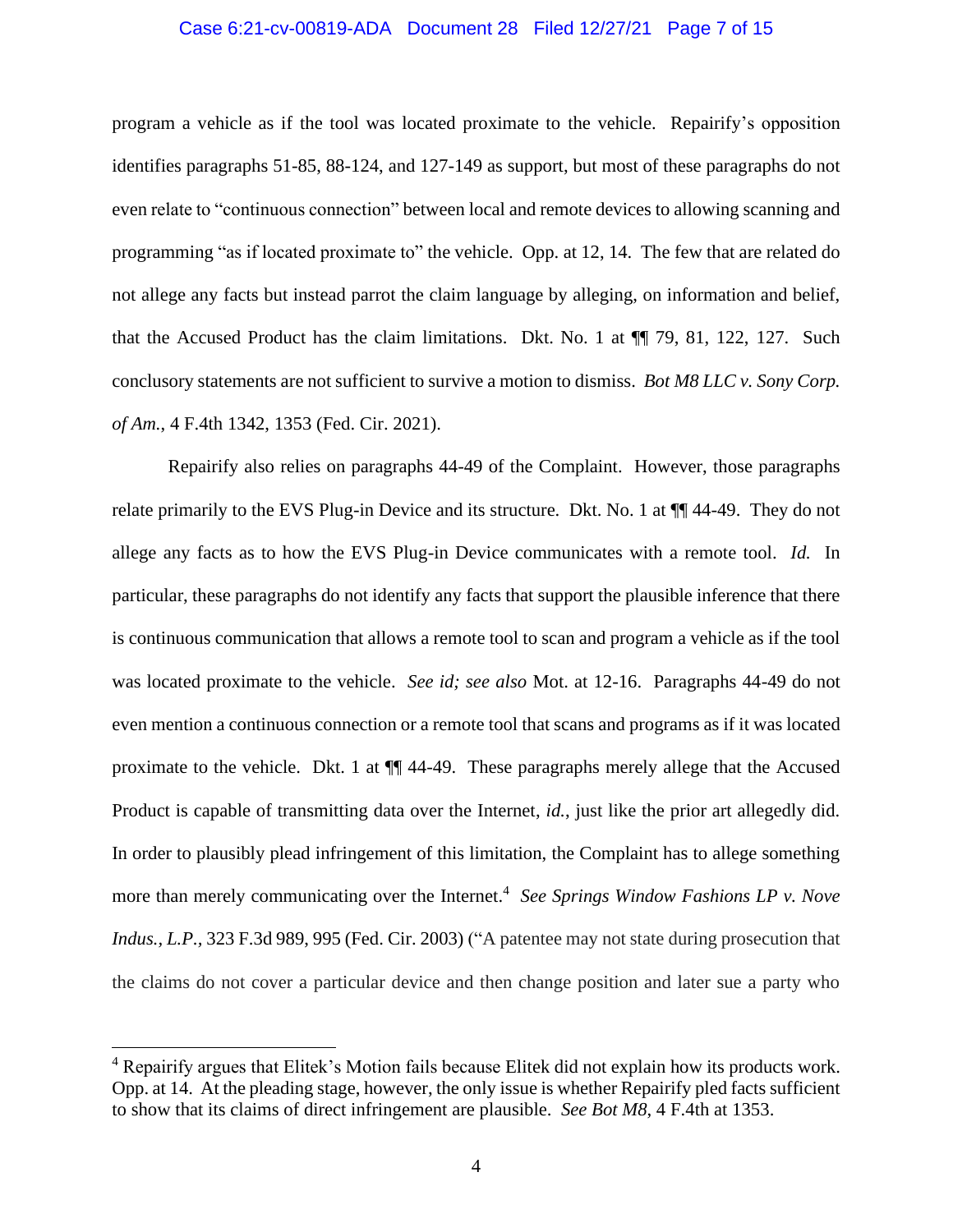program a vehicle as if the tool was located proximate to the vehicle. Repairify's opposition identifies paragraphs 51-85, 88-124, and 127-149 as support, but most of these paragraphs do not even relate to "continuous connection" between local and remote devices to allowing scanning and programming "as if located proximate to" the vehicle. Opp. at 12, 14. The few that are related do not allege any facts but instead parrot the claim language by alleging, on information and belief, that the Accused Product has the claim limitations. Dkt. No. 1 at ¶¶ 79, 81, 122, 127. Such conclusory statements are not sufficient to survive a motion to dismiss. *Bot M8 LLC v. Sony Corp. of Am.*, 4 F.4th 1342, 1353 (Fed. Cir. 2021).

Repairify also relies on paragraphs 44-49 of the Complaint. However, those paragraphs relate primarily to the EVS Plug-in Device and its structure. Dkt. No. 1 at ¶¶ 44-49. They do not allege any facts as to how the EVS Plug-in Device communicates with a remote tool. *Id.* In particular, these paragraphs do not identify any facts that support the plausible inference that there is continuous communication that allows a remote tool to scan and program a vehicle as if the tool was located proximate to the vehicle. *See id; see also* Mot. at 12-16. Paragraphs 44-49 do not even mention a continuous connection or a remote tool that scans and programs as if it was located proximate to the vehicle. Dkt. 1 at ¶¶ 44-49. These paragraphs merely allege that the Accused Product is capable of transmitting data over the Internet, *id.*, just like the prior art allegedly did. In order to plausibly plead infringement of this limitation, the Complaint has to allege something more than merely communicating over the Internet.[4] *See Springs Window Fashions LP v. Nove Indus., L.P.*, 323 F.3d 989, 995 (Fed. Cir. 2003) ("A patentee may not state during prosecution that the claims do not cover a particular device and then change position and later sue a party who

---

[4] Repairify argues that Elitek's Motion fails because Elitek did not explain how its products work. Opp. at 14. At the pleading stage, however, the only issue is whether Repairify pled facts sufficient to show that its claims of direct infringement are plausible. *See Bot M8*, 4 F.4th at 1353.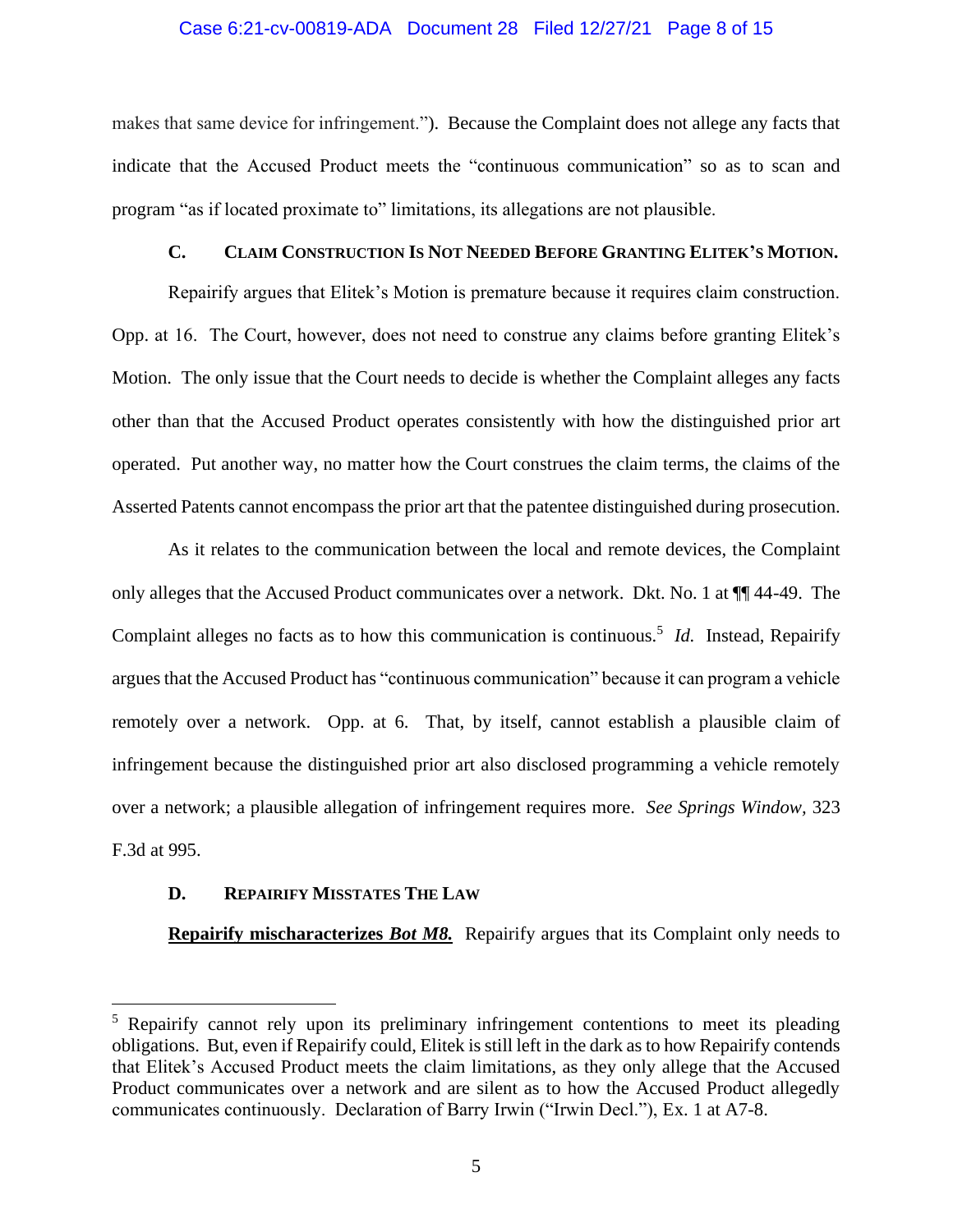makes that same device for infringement."). Because the Complaint does not allege any facts that indicate that the Accused Product meets the "continuous communication" so as to scan and program "as if located proximate to" limitations, its allegations are not plausible.

### C. Claim Construction Is Not Needed Before Granting Elitek's Motion.

Repairify argues that Elitek's Motion is premature because it requires claim construction. Opp. at 16. The Court, however, does not need to construe any claims before granting Elitek's Motion. The only issue that the Court needs to decide is whether the Complaint alleges any facts other than that the Accused Product operates consistently with how the distinguished prior art operated. Put another way, no matter how the Court construes the claim terms, the claims of the Asserted Patents cannot encompass the prior art that the patentee distinguished during prosecution.

As it relates to the communication between the local and remote devices, the Complaint only alleges that the Accused Product communicates over a network. Dkt. No. 1 at ¶¶ 44-49. The Complaint alleges no facts as to how this communication is continuous.[5] *Id.* Instead, Repairify argues that the Accused Product has "continuous communication" because it can program a vehicle remotely over a network. Opp. at 6. That, by itself, cannot establish a plausible claim of infringement because the distinguished prior art also disclosed programming a vehicle remotely over a network; a plausible allegation of infringement requires more. *See Springs Window*, 323 F.3d at 995.

### D. Repairify Misstates The Law

**Repairify mischaracterizes *Bot M8*.** Repairify argues that its Complaint only needs to

---

[5] Repairify cannot rely upon its preliminary infringement contentions to meet its pleading obligations. But, even if Repairify could, Elitek is still left in the dark as to how Repairify contends that Elitek's Accused Product meets the claim limitations, as they only allege that the Accused Product communicates over a network and are silent as to how the Accused Product allegedly communicates continuously. Declaration of Barry Irwin ("Irwin Decl."), Ex. 1 at A7-8.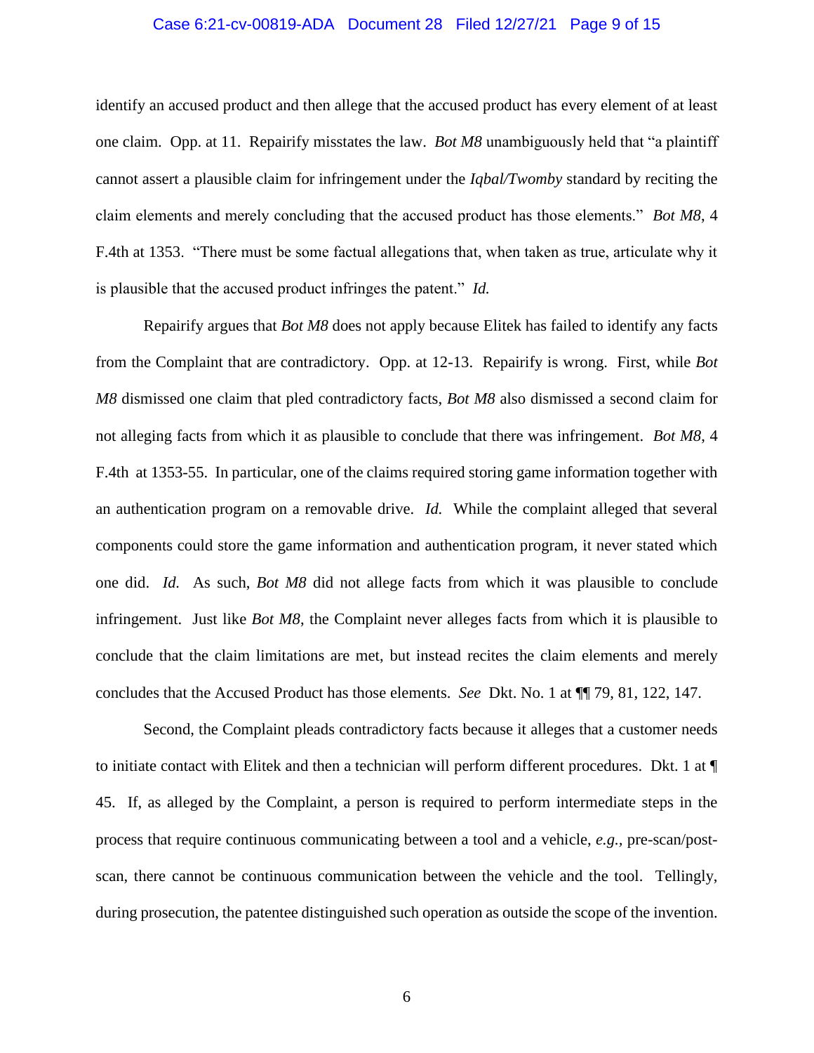identify an accused product and then allege that the accused product has every element of at least one claim. Opp. at 11. Repairify misstates the law. *Bot M8* unambiguously held that "a plaintiff cannot assert a plausible claim for infringement under the *Iqbal/Twomby* standard by reciting the claim elements and merely concluding that the accused product has those elements." *Bot M8*, 4 F.4th at 1353. "There must be some factual allegations that, when taken as true, articulate why it is plausible that the accused product infringes the patent." *Id.*

Repairify argues that *Bot M8* does not apply because Elitek has failed to identify any facts from the Complaint that are contradictory. Opp. at 12-13. Repairify is wrong. First, while *Bot M8* dismissed one claim that pled contradictory facts, *Bot M8* also dismissed a second claim for not alleging facts from which it as plausible to conclude that there was infringement. *Bot M8*, 4 F.4th at 1353-55. In particular, one of the claims required storing game information together with an authentication program on a removable drive. *Id.* While the complaint alleged that several components could store the game information and authentication program, it never stated which one did. *Id.* As such, *Bot M8* did not allege facts from which it was plausible to conclude infringement. Just like *Bot M8*, the Complaint never alleges facts from which it is plausible to conclude that the claim limitations are met, but instead recites the claim elements and merely concludes that the Accused Product has those elements. *See* Dkt. No. 1 at ¶¶ 79, 81, 122, 147.

Second, the Complaint pleads contradictory facts because it alleges that a customer needs to initiate contact with Elitek and then a technician will perform different procedures. Dkt. 1 at ¶ 45. If, as alleged by the Complaint, a person is required to perform intermediate steps in the process that require continuous communicating between a tool and a vehicle, *e.g.*, pre-scan/post-scan, there cannot be continuous communication between the vehicle and the tool. Tellingly, during prosecution, the patentee distinguished such operation as outside the scope of the invention.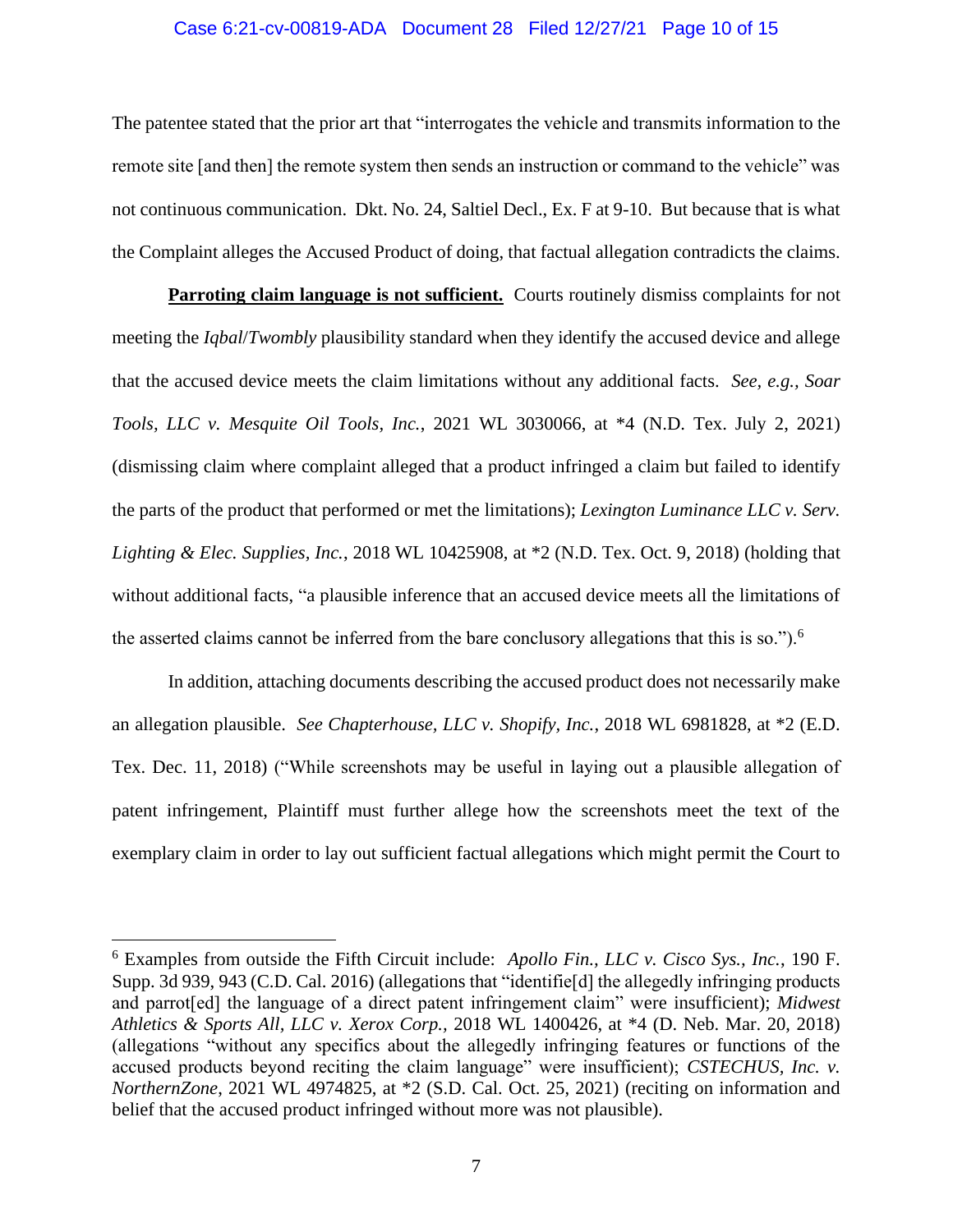The patentee stated that the prior art that "interrogates the vehicle and transmits information to the remote site [and then] the remote system then sends an instruction or command to the vehicle" was not continuous communication. Dkt. No. 24, Saltiel Decl., Ex. F at 9-10. But because that is what the Complaint alleges the Accused Product of doing, that factual allegation contradicts the claims.

**Parroting claim language is not sufficient.** Courts routinely dismiss complaints for not meeting the *Iqbal*/*Twombly* plausibility standard when they identify the accused device and allege that the accused device meets the claim limitations without any additional facts. *See, e.g., Soar Tools, LLC v. Mesquite Oil Tools, Inc.*, 2021 WL 3030066, at *4 (N.D. Tex. July 2, 2021) (dismissing claim where complaint alleged that a product infringed a claim but failed to identify the parts of the product that performed or met the limitations); *Lexington Luminance LLC v. Serv. Lighting & Elec. Supplies, Inc.*, 2018 WL 10425908, at *2 (N.D. Tex. Oct. 9, 2018) (holding that without additional facts, "a plausible inference that an accused device meets all the limitations of the asserted claims cannot be inferred from the bare conclusory allegations that this is so.").[6]

In addition, attaching documents describing the accused product does not necessarily make an allegation plausible. *See Chapterhouse, LLC v. Shopify, Inc.*, 2018 WL 6981828, at *2 (E.D. Tex. Dec. 11, 2018) ("While screenshots may be useful in laying out a plausible allegation of patent infringement, Plaintiff must further allege how the screenshots meet the text of the exemplary claim in order to lay out sufficient factual allegations which might permit the Court to

---

[6] Examples from outside the Fifth Circuit include: *Apollo Fin., LLC v. Cisco Sys., Inc.*, 190 F. Supp. 3d 939, 943 (C.D. Cal. 2016) (allegations that "identifie[d] the allegedly infringing products and parrot[ed] the language of a direct patent infringement claim" were insufficient); *Midwest Athletics & Sports All, LLC v. Xerox Corp.*, 2018 WL 1400426, at *4 (D. Neb. Mar. 20, 2018) (allegations "without any specifics about the allegedly infringing features or functions of the accused products beyond reciting the claim language" were insufficient); *CSTECHUS, Inc. v. NorthernZone*, 2021 WL 4974825, at *2 (S.D. Cal. Oct. 25, 2021) (reciting on information and belief that the accused product infringed without more was not plausible).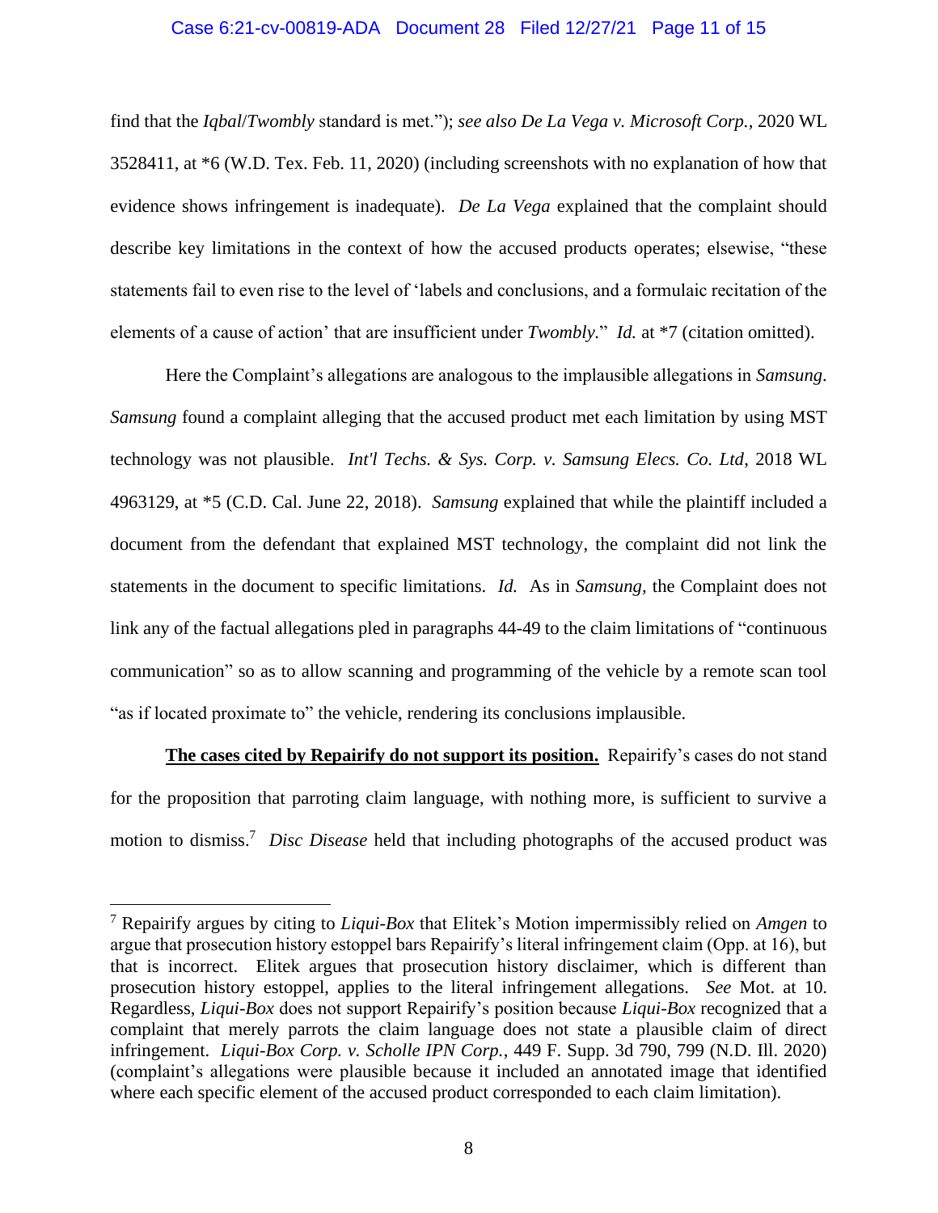find that the *Iqbal*/*Twombly* standard is met."); *see also De La Vega v. Microsoft Corp.*, 2020 WL 3528411, at *6 (W.D. Tex. Feb. 11, 2020) (including screenshots with no explanation of how that evidence shows infringement is inadequate). *De La Vega* explained that the complaint should describe key limitations in the context of how the accused products operates; elsewise, "these statements fail to even rise to the level of 'labels and conclusions, and a formulaic recitation of the elements of a cause of action' that are insufficient under *Twombly*." *Id.* at *7 (citation omitted).

Here the Complaint's allegations are analogous to the implausible allegations in *Samsung*. *Samsung* found a complaint alleging that the accused product met each limitation by using MST technology was not plausible. *Int'l Techs. & Sys. Corp. v. Samsung Elecs. Co. Ltd*, 2018 WL 4963129, at *5 (C.D. Cal. June 22, 2018). *Samsung* explained that while the plaintiff included a document from the defendant that explained MST technology, the complaint did not link the statements in the document to specific limitations. *Id.* As in *Samsung*, the Complaint does not link any of the factual allegations pled in paragraphs 44-49 to the claim limitations of "continuous communication" so as to allow scanning and programming of the vehicle by a remote scan tool "as if located proximate to" the vehicle, rendering its conclusions implausible.

**The cases cited by Repairify do not support its position.** Repairify's cases do not stand for the proposition that parroting claim language, with nothing more, is sufficient to survive a motion to dismiss.[7] *Disc Disease* held that including photographs of the accused product was

[7] Repairify argues by citing to *Liqui-Box* that Elitek's Motion impermissibly relied on *Amgen* to argue that prosecution history estoppel bars Repairify's literal infringement claim (Opp. at 16), but that is incorrect. Elitek argues that prosecution history disclaimer, which is different than prosecution history estoppel, applies to the literal infringement allegations. *See* Mot. at 10. Regardless, *Liqui-Box* does not support Repairify's position because *Liqui-Box* recognized that a complaint that merely parrots the claim language does not state a plausible claim of direct infringement. *Liqui-Box Corp. v. Scholle IPN Corp.*, 449 F. Supp. 3d 790, 799 (N.D. Ill. 2020) (complaint's allegations were plausible because it included an annotated image that identified where each specific element of the accused product corresponded to each claim limitation).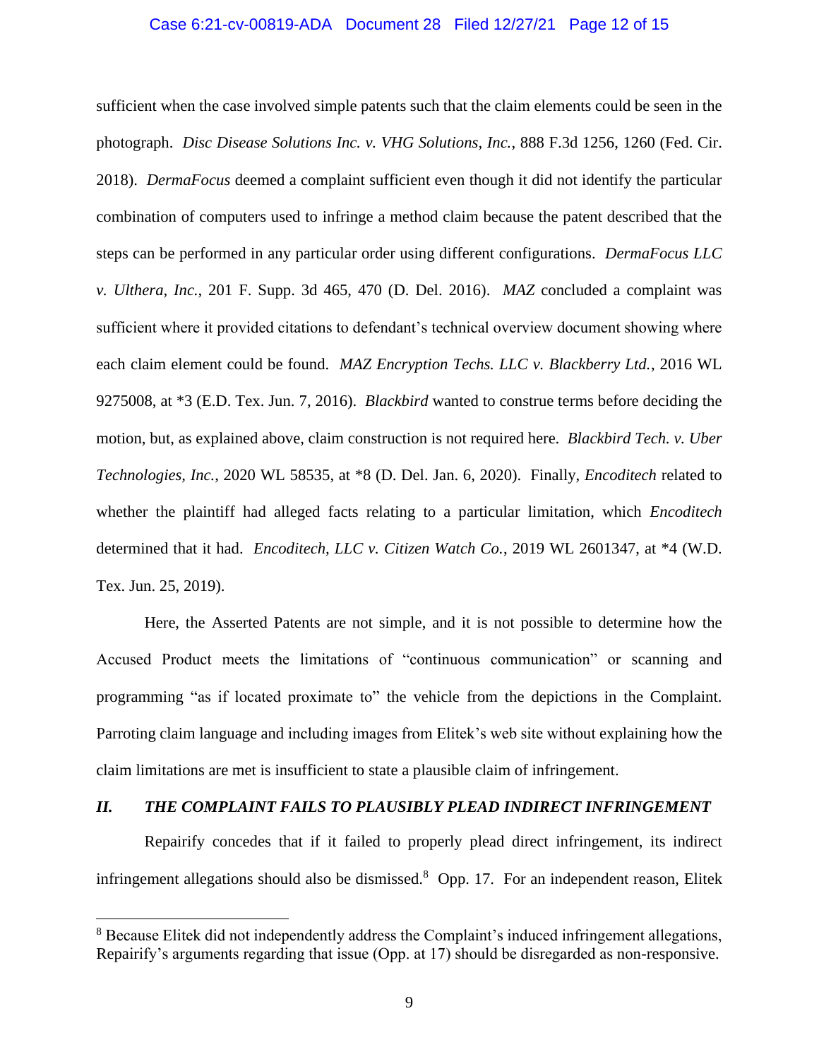sufficient when the case involved simple patents such that the claim elements could be seen in the photograph. *Disc Disease Solutions Inc. v. VHG Solutions, Inc.*, 888 F.3d 1256, 1260 (Fed. Cir. 2018). *DermaFocus* deemed a complaint sufficient even though it did not identify the particular combination of computers used to infringe a method claim because the patent described that the steps can be performed in any particular order using different configurations. *DermaFocus LLC v. Ulthera, Inc.*, 201 F. Supp. 3d 465, 470 (D. Del. 2016). *MAZ* concluded a complaint was sufficient where it provided citations to defendant's technical overview document showing where each claim element could be found. *MAZ Encryption Techs. LLC v. Blackberry Ltd.*, 2016 WL 9275008, at *3 (E.D. Tex. Jun. 7, 2016). *Blackbird* wanted to construe terms before deciding the motion, but, as explained above, claim construction is not required here. *Blackbird Tech. v. Uber Technologies, Inc.*, 2020 WL 58535, at *8 (D. Del. Jan. 6, 2020). Finally, *Encoditech* related to whether the plaintiff had alleged facts relating to a particular limitation, which *Encoditech* determined that it had. *Encoditech, LLC v. Citizen Watch Co.*, 2019 WL 2601347, at *4 (W.D. Tex. Jun. 25, 2019).

Here, the Asserted Patents are not simple, and it is not possible to determine how the Accused Product meets the limitations of "continuous communication" or scanning and programming "as if located proximate to" the vehicle from the depictions in the Complaint. Parroting claim language and including images from Elitek's web site without explaining how the claim limitations are met is insufficient to state a plausible claim of infringement.

## *II. THE COMPLAINT FAILS TO PLAUSIBLY PLEAD INDIRECT INFRINGEMENT*

Repairify concedes that if it failed to properly plead direct infringement, its indirect infringement allegations should also be dismissed.[8] Opp. 17. For an independent reason, Elitek

---

[8] Because Elitek did not independently address the Complaint's induced infringement allegations, Repairify's arguments regarding that issue (Opp. at 17) should be disregarded as non-responsive.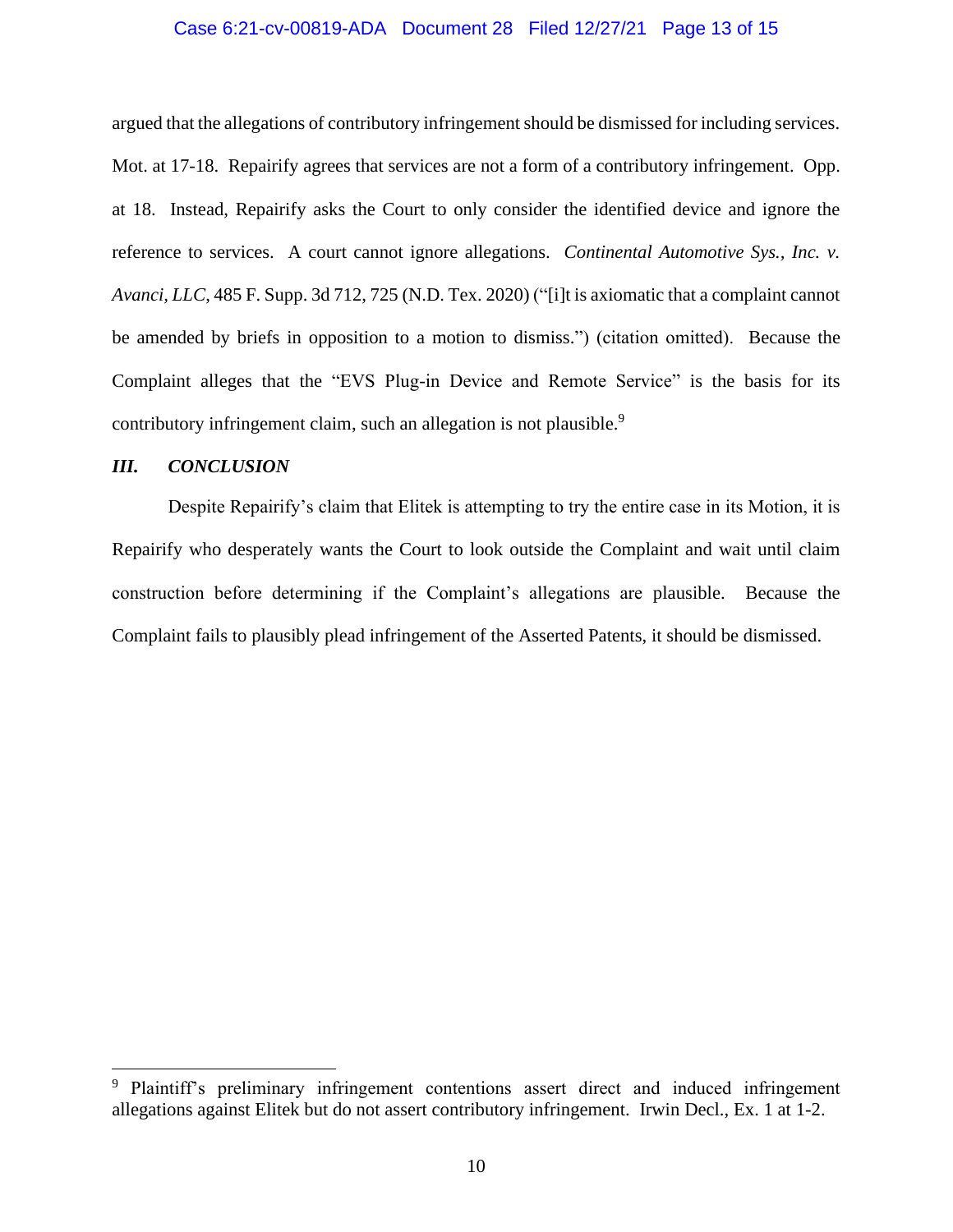argued that the allegations of contributory infringement should be dismissed for including services. Mot. at 17-18. Repairify agrees that services are not a form of a contributory infringement. Opp. at 18. Instead, Repairify asks the Court to only consider the identified device and ignore the reference to services. A court cannot ignore allegations. *Continental Automotive Sys., Inc. v. Avanci, LLC*, 485 F. Supp. 3d 712, 725 (N.D. Tex. 2020) ("[i]t is axiomatic that a complaint cannot be amended by briefs in opposition to a motion to dismiss.") (citation omitted). Because the Complaint alleges that the "EVS Plug-in Device and Remote Service" is the basis for its contributory infringement claim, such an allegation is not plausible.[9]

### *III. CONCLUSION*

Despite Repairify's claim that Elitek is attempting to try the entire case in its Motion, it is Repairify who desperately wants the Court to look outside the Complaint and wait until claim construction before determining if the Complaint's allegations are plausible. Because the Complaint fails to plausibly plead infringement of the Asserted Patents, it should be dismissed.

---

[9] Plaintiff's preliminary infringement contentions assert direct and induced infringement allegations against Elitek but do not assert contributory infringement. Irwin Decl., Ex. 1 at 1-2.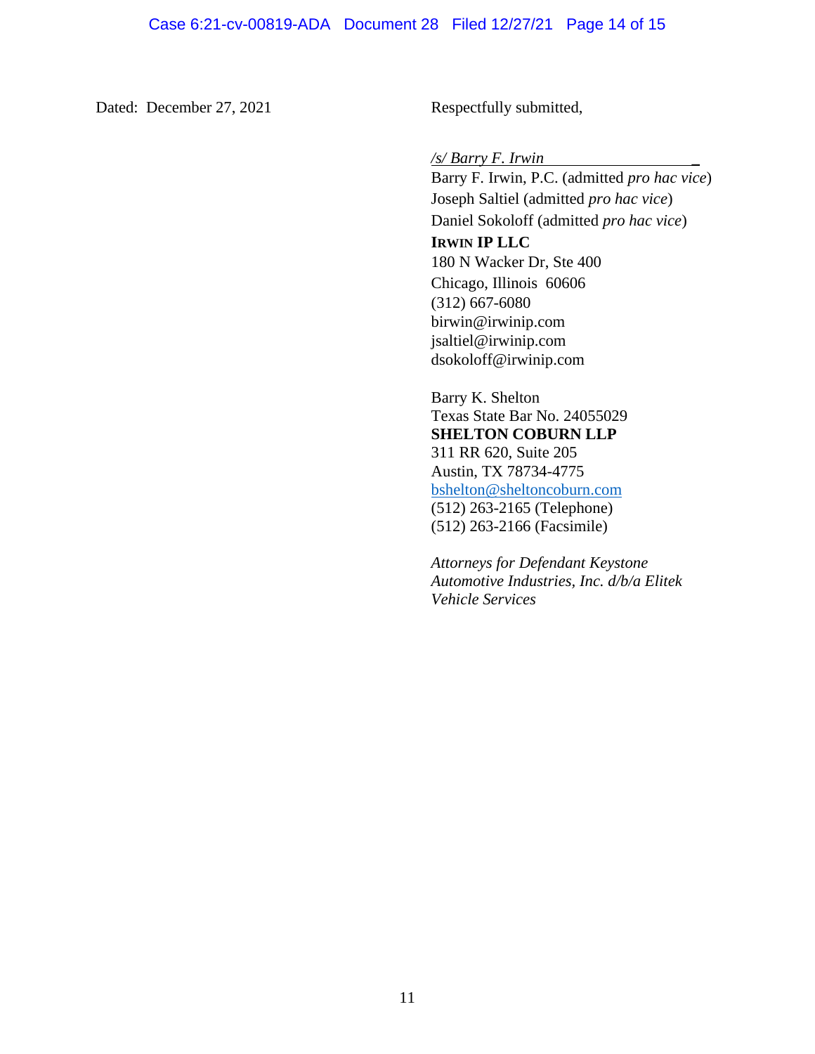Dated: December 27, 2021

Respectfully submitted,

*/s/ Barry F. Irwin*

Barry F. Irwin, P.C. (admitted *pro hac vice*)
Joseph Saltiel (admitted *pro hac vice*)
Daniel Sokoloff (admitted *pro hac vice*)
**IRWIN IP LLC**
180 N Wacker Dr, Ste 400
Chicago, Illinois 60606
(312) 667-6080
birwin@irwinip.com
jsaltiel@irwinip.com
dsokoloff@irwinip.com

Barry K. Shelton
Texas State Bar No. 24055029
**SHELTON COBURN LLP**
311 RR 620, Suite 205
Austin, TX 78734-4775
bshelton@sheltoncoburn.com
(512) 263-2165 (Telephone)
(512) 263-2166 (Facsimile)

*Attorneys for Defendant Keystone Automotive Industries, Inc. d/b/a Elitek Vehicle Services*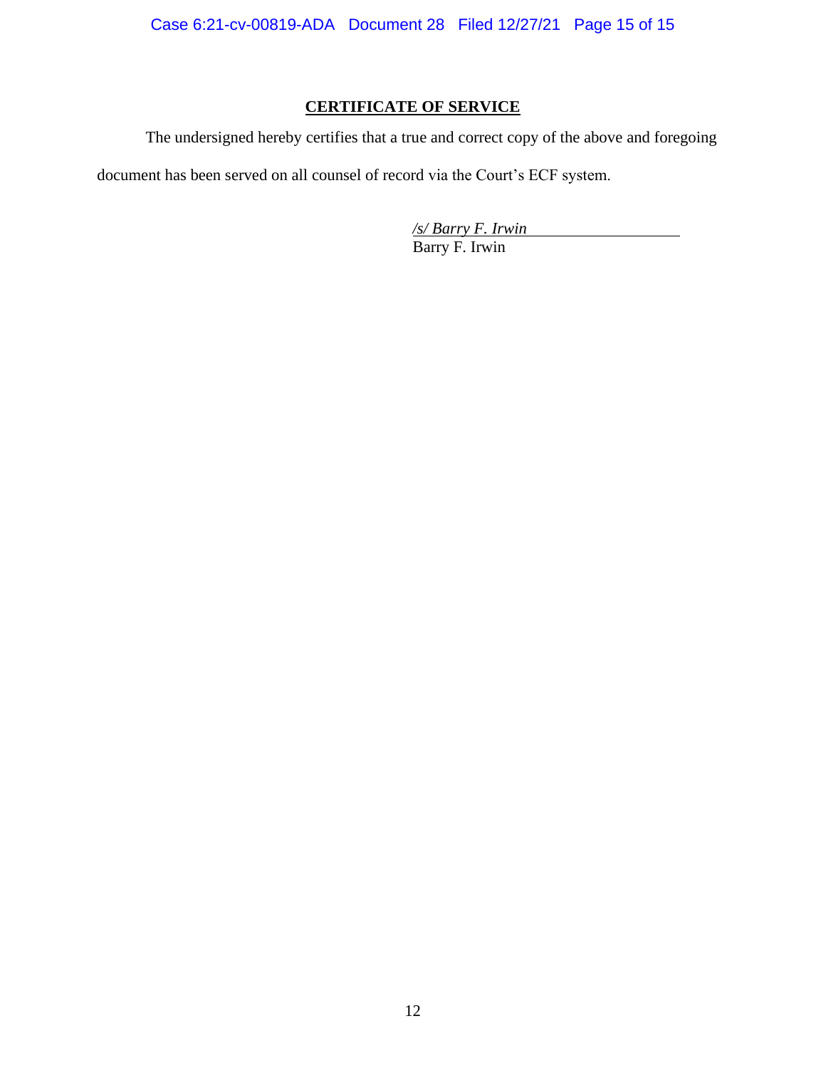**CERTIFICATE OF SERVICE**

The undersigned hereby certifies that a true and correct copy of the above and foregoing document has been served on all counsel of record via the Court's ECF system.

*/s/ Barry F. Irwin*
Barry F. Irwin